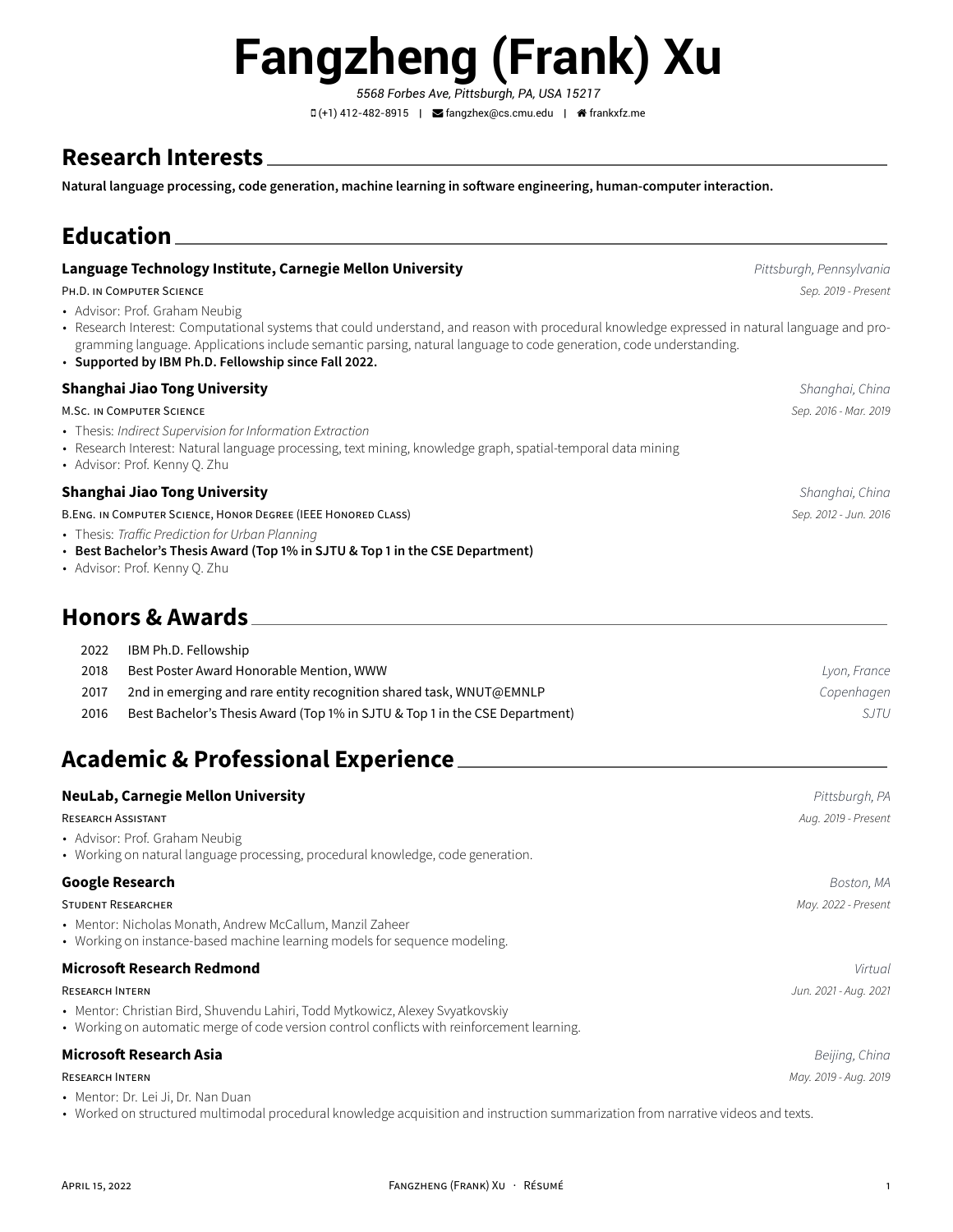# Fangzheng (Frank) Xu

*5568 Forbes Ave, Pittsburgh, PA, USA 15217*

(+1) 412-482-8915 | fangzhex@cs.cmu.edu | frankxfz.me

## Research Interests

**Natural language processing, code generation, machine learning in software engineering, human-computer interaction.**

## Education

### Language Technology Institute, Carnegie Mellon University
*Pittsburgh, Pennsylvania*

PH.D. IN COMPUTER SCIENCE — *Sep. 2019 - Present*

- Advisor: Prof. Graham Neubig
- Research Interest: Computational systems that could understand, and reason with procedural knowledge expressed in natural language and programming language. Applications include semantic parsing, natural language to code generation, code understanding.
- **Supported by IBM Ph.D. Fellowship since Fall 2022.**

### Shanghai Jiao Tong University
*Shanghai, China*

M.SC. IN COMPUTER SCIENCE — *Sep. 2016 - Mar. 2019*

- Thesis: *Indirect Supervision for Information Extraction*
- Research Interest: Natural language processing, text mining, knowledge graph, spatial-temporal data mining
- Advisor: Prof. Kenny Q. Zhu

### Shanghai Jiao Tong University
*Shanghai, China*

B.ENG. IN COMPUTER SCIENCE, HONOR DEGREE (IEEE HONORED CLASS) — *Sep. 2012 - Jun. 2016*

- Thesis: *Traffic Prediction for Urban Planning*
- **Best Bachelor's Thesis Award (Top 1% in SJTU & Top 1 in the CSE Department)**
- Advisor: Prof. Kenny Q. Zhu

## Honors & Awards

| Year | Award | Location |
|---|---|---|
| 2022 | IBM Ph.D. Fellowship | |
| 2018 | Best Poster Award Honorable Mention, WWW | *Lyon, France* |
| 2017 | 2nd in emerging and rare entity recognition shared task, WNUT@EMNLP | *Copenhagen* |
| 2016 | Best Bachelor's Thesis Award (Top 1% in SJTU & Top 1 in the CSE Department) | *SJTU* |

## Academic & Professional Experience

### NeuLab, Carnegie Mellon University
*Pittsburgh, PA*

RESEARCH ASSISTANT — *Aug. 2019 - Present*

- Advisor: Prof. Graham Neubig
- Working on natural language processing, procedural knowledge, code generation.

### Google Research
*Boston, MA*

STUDENT RESEARCHER — *May. 2022 - Present*

- Mentor: Nicholas Monath, Andrew McCallum, Manzil Zaheer
- Working on instance-based machine learning models for sequence modeling.

### Microsoft Research Redmond
*Virtual*

RESEARCH INTERN — *Jun. 2021 - Aug. 2021*

- Mentor: Christian Bird, Shuvendu Lahiri, Todd Mytkowicz, Alexey Svyatkovskiy
- Working on automatic merge of code version control conflicts with reinforcement learning.

### Microsoft Research Asia
*Beijing, China*

RESEARCH INTERN — *May. 2019 - Aug. 2019*

- Mentor: Dr. Lei Ji, Dr. Nan Duan
- Worked on structured multimodal procedural knowledge acquisition and instruction summarization from narrative videos and texts.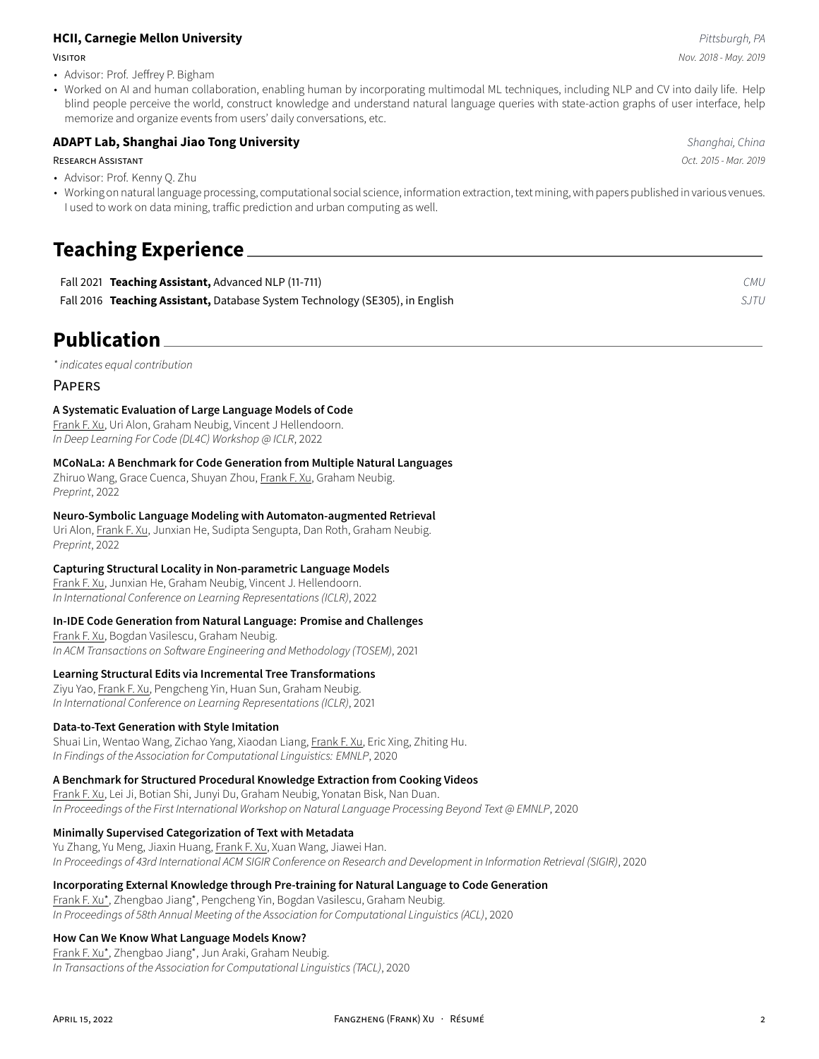### **HCII, Carnegie Mellon University** *Pittsburgh, PA*

Visitor *Nov. 2018 - May. 2019*

- Advisor: Prof. Jeffrey P. Bigham
- Worked on AI and human collaboration, enabling human by incorporating multimodal ML techniques, including NLP and CV into daily life. Help blind people perceive the world, construct knowledge and understand natural language queries with state-action graphs of user interface, help memorize and organize events from users' daily conversations, etc.

### **ADAPT Lab, Shanghai Jiao Tong University** *Shanghai, China*

Research Assistant *Oct. 2015 - Mar. 2019*

- Advisor: Prof. Kenny Q. Zhu
- Working on natural language processing, computational social science, information extraction, text mining, with papers published in various venues. I used to work on data mining, traffic prediction and urban computing as well.

# Teaching Experience

Fall 2021 **Teaching Assistant,** Advanced NLP (11-711) *CMU*

Fall 2016 **Teaching Assistant,** Database System Technology (SE305), in English *SJTU*

# Publication

*\* indicates equal contribution*

## Papers

**A Systematic Evaluation of Large Language Models of Code**
Frank F. Xu, Uri Alon, Graham Neubig, Vincent J Hellendoorn.
*In Deep Learning For Code (DL4C) Workshop @ ICLR*, 2022

**MCoNaLa: A Benchmark for Code Generation from Multiple Natural Languages**
Zhiruo Wang, Grace Cuenca, Shuyan Zhou, Frank F. Xu, Graham Neubig.
*Preprint*, 2022

**Neuro-Symbolic Language Modeling with Automaton-augmented Retrieval**
Uri Alon, Frank F. Xu, Junxian He, Sudipta Sengupta, Dan Roth, Graham Neubig.
*Preprint*, 2022

**Capturing Structural Locality in Non-parametric Language Models**
Frank F. Xu, Junxian He, Graham Neubig, Vincent J. Hellendoorn.
*In International Conference on Learning Representations (ICLR)*, 2022

**In-IDE Code Generation from Natural Language: Promise and Challenges**
Frank F. Xu, Bogdan Vasilescu, Graham Neubig.
*In ACM Transactions on Software Engineering and Methodology (TOSEM)*, 2021

**Learning Structural Edits via Incremental Tree Transformations**
Ziyu Yao, Frank F. Xu, Pengcheng Yin, Huan Sun, Graham Neubig.
*In International Conference on Learning Representations (ICLR)*, 2021

**Data-to-Text Generation with Style Imitation**
Shuai Lin, Wentao Wang, Zichao Yang, Xiaodan Liang, Frank F. Xu, Eric Xing, Zhiting Hu.
*In Findings of the Association for Computational Linguistics: EMNLP*, 2020

**A Benchmark for Structured Procedural Knowledge Extraction from Cooking Videos**
Frank F. Xu, Lei Ji, Botian Shi, Junyi Du, Graham Neubig, Yonatan Bisk, Nan Duan.
*In Proceedings of the First International Workshop on Natural Language Processing Beyond Text @ EMNLP*, 2020

**Minimally Supervised Categorization of Text with Metadata**
Yu Zhang, Yu Meng, Jiaxin Huang, Frank F. Xu, Xuan Wang, Jiawei Han.
*In Proceedings of 43rd International ACM SIGIR Conference on Research and Development in Information Retrieval (SIGIR)*, 2020

**Incorporating External Knowledge through Pre-training for Natural Language to Code Generation**
Frank F. Xu*, Zhengbao Jiang*, Pengcheng Yin, Bogdan Vasilescu, Graham Neubig.
*In Proceedings of 58th Annual Meeting of the Association for Computational Linguistics (ACL)*, 2020

**How Can We Know What Language Models Know?**
Frank F. Xu*, Zhengbao Jiang*, Jun Araki, Graham Neubig.
*In Transactions of the Association for Computational Linguistics (TACL)*, 2020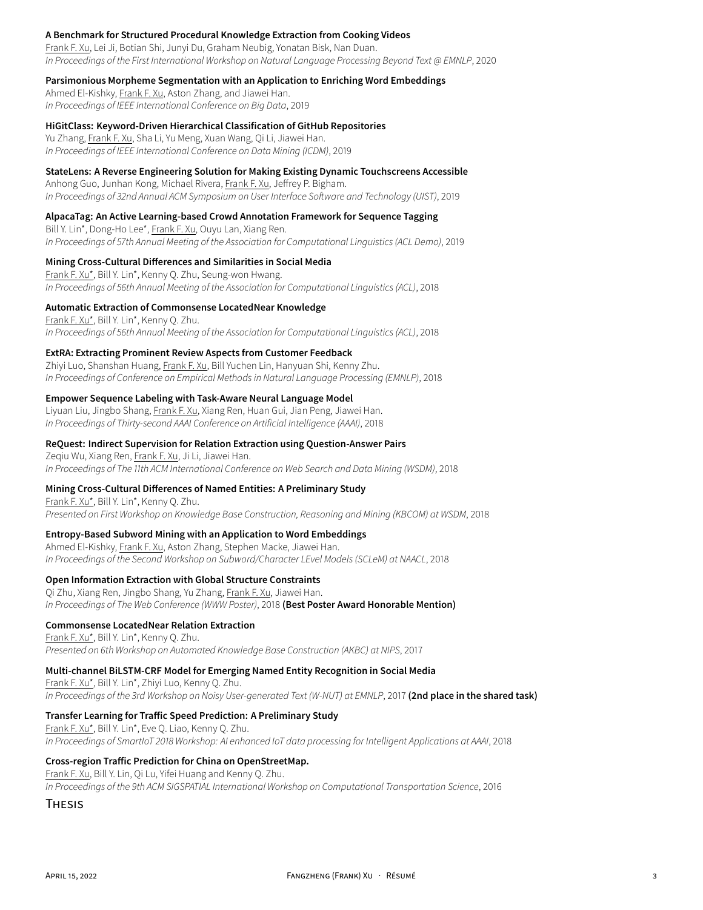**A Benchmark for Structured Procedural Knowledge Extraction from Cooking Videos**
Frank F. Xu, Lei Ji, Botian Shi, Junyi Du, Graham Neubig, Yonatan Bisk, Nan Duan.
*In Proceedings of the First International Workshop on Natural Language Processing Beyond Text @ EMNLP*, 2020

**Parsimonious Morpheme Segmentation with an Application to Enriching Word Embeddings**
Ahmed El-Kishky, Frank F. Xu, Aston Zhang, and Jiawei Han.
*In Proceedings of IEEE International Conference on Big Data*, 2019

**HiGitClass: Keyword-Driven Hierarchical Classification of GitHub Repositories**
Yu Zhang, Frank F. Xu, Sha Li, Yu Meng, Xuan Wang, Qi Li, Jiawei Han.
*In Proceedings of IEEE International Conference on Data Mining (ICDM)*, 2019

**StateLens: A Reverse Engineering Solution for Making Existing Dynamic Touchscreens Accessible**
Anhong Guo, Junhan Kong, Michael Rivera, Frank F. Xu, Jeffrey P. Bigham.
*In Proceedings of 32nd Annual ACM Symposium on User Interface Software and Technology (UIST)*, 2019

**AlpacaTag: An Active Learning-based Crowd Annotation Framework for Sequence Tagging**
Bill Y. Lin*, Dong-Ho Lee*, Frank F. Xu, Ouyu Lan, Xiang Ren.
*In Proceedings of 57th Annual Meeting of the Association for Computational Linguistics (ACL Demo)*, 2019

**Mining Cross-Cultural Differences and Similarities in Social Media**
Frank F. Xu*, Bill Y. Lin*, Kenny Q. Zhu, Seung-won Hwang.
*In Proceedings of 56th Annual Meeting of the Association for Computational Linguistics (ACL)*, 2018

**Automatic Extraction of Commonsense LocatedNear Knowledge**
Frank F. Xu*, Bill Y. Lin*, Kenny Q. Zhu.
*In Proceedings of 56th Annual Meeting of the Association for Computational Linguistics (ACL)*, 2018

**ExtRA: Extracting Prominent Review Aspects from Customer Feedback**
Zhiyi Luo, Shanshan Huang, Frank F. Xu, Bill Yuchen Lin, Hanyuan Shi, Kenny Zhu.
*In Proceedings of Conference on Empirical Methods in Natural Language Processing (EMNLP)*, 2018

**Empower Sequence Labeling with Task-Aware Neural Language Model**
Liyuan Liu, Jingbo Shang, Frank F. Xu, Xiang Ren, Huan Gui, Jian Peng, Jiawei Han.
*In Proceedings of Thirty-second AAAI Conference on Artificial Intelligence (AAAI)*, 2018

**ReQuest: Indirect Supervision for Relation Extraction using Question-Answer Pairs**
Zeqiu Wu, Xiang Ren, Frank F. Xu, Ji Li, Jiawei Han.
*In Proceedings of The 11th ACM International Conference on Web Search and Data Mining (WSDM)*, 2018

**Mining Cross-Cultural Differences of Named Entities: A Preliminary Study**
Frank F. Xu*, Bill Y. Lin*, Kenny Q. Zhu.
*Presented on First Workshop on Knowledge Base Construction, Reasoning and Mining (KBCOM) at WSDM*, 2018

**Entropy-Based Subword Mining with an Application to Word Embeddings**
Ahmed El-Kishky, Frank F. Xu, Aston Zhang, Stephen Macke, Jiawei Han.
*In Proceedings of the Second Workshop on Subword/Character LEvel Models (SCLeM) at NAACL*, 2018

**Open Information Extraction with Global Structure Constraints**
Qi Zhu, Xiang Ren, Jingbo Shang, Yu Zhang, Frank F. Xu, Jiawei Han.
*In Proceedings of The Web Conference (WWW Poster)*, 2018 **(Best Poster Award Honorable Mention)**

**Commonsense LocatedNear Relation Extraction**
Frank F. Xu*, Bill Y. Lin*, Kenny Q. Zhu.
*Presented on 6th Workshop on Automated Knowledge Base Construction (AKBC) at NIPS*, 2017

**Multi-channel BiLSTM-CRF Model for Emerging Named Entity Recognition in Social Media**
Frank F. Xu*, Bill Y. Lin*, Zhiyi Luo, Kenny Q. Zhu.
*In Proceedings of the 3rd Workshop on Noisy User-generated Text (W-NUT) at EMNLP*, 2017 **(2nd place in the shared task)**

**Transfer Learning for Traffic Speed Prediction: A Preliminary Study**
Frank F. Xu*, Bill Y. Lin*, Eve Q. Liao, Kenny Q. Zhu.
*In Proceedings of SmartIoT 2018 Workshop: AI enhanced IoT data processing for Intelligent Applications at AAAI*, 2018

**Cross-region Traffic Prediction for China on OpenStreetMap.**
Frank F. Xu, Bill Y. Lin, Qi Lu, Yifei Huang and Kenny Q. Zhu.
*In Proceedings of the 9th ACM SIGSPATIAL International Workshop on Computational Transportation Science*, 2016

## Thesis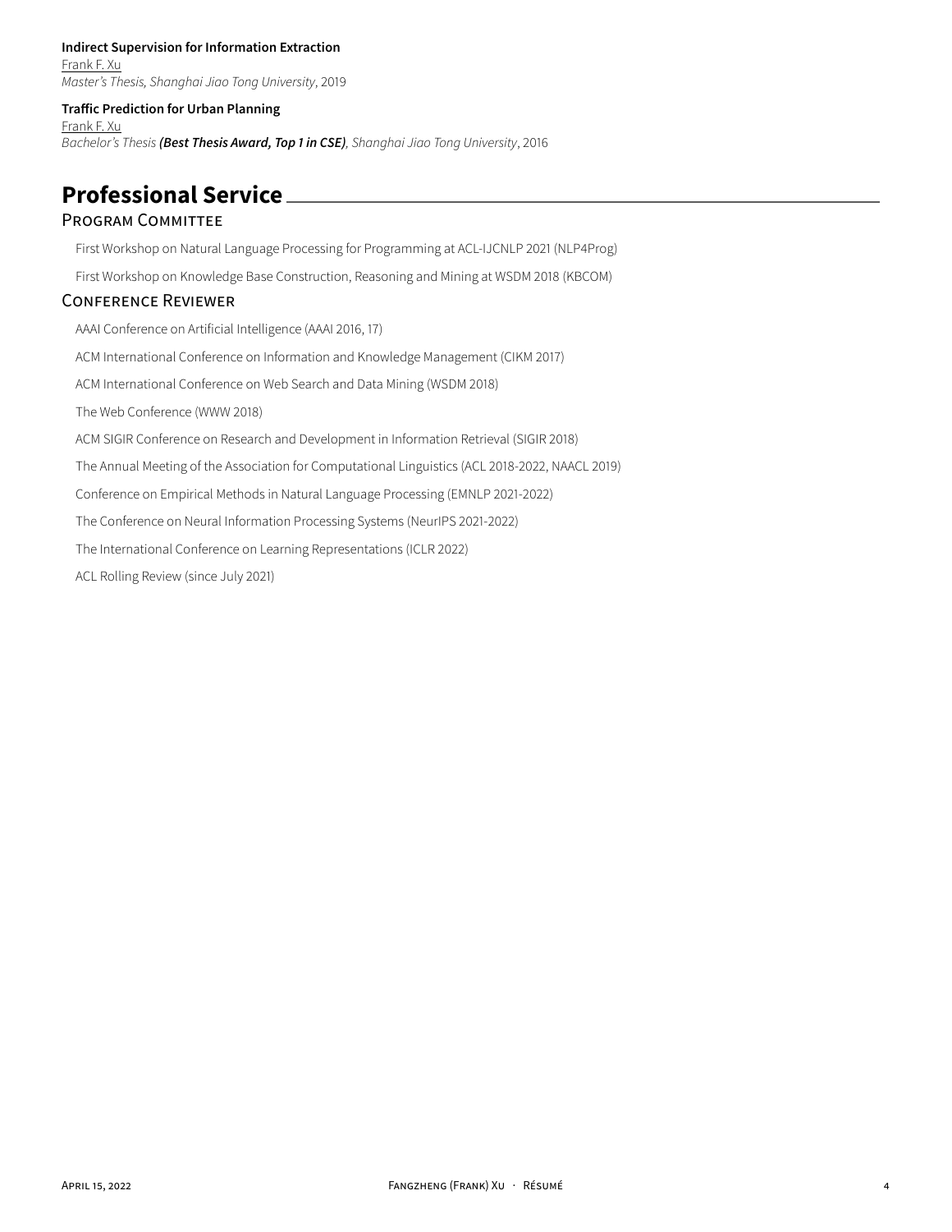**Indirect Supervision for Information Extraction**
Frank F. Xu
*Master's Thesis, Shanghai Jiao Tong University*, 2019

**Traffic Prediction for Urban Planning**
Frank F. Xu
*Bachelor's Thesis* ***(Best Thesis Award, Top 1 in CSE)****, Shanghai Jiao Tong University*, 2016

# Professional Service

## Program Committee

First Workshop on Natural Language Processing for Programming at ACL-IJCNLP 2021 (NLP4Prog)

First Workshop on Knowledge Base Construction, Reasoning and Mining at WSDM 2018 (KBCOM)

## Conference Reviewer

AAAI Conference on Artificial Intelligence (AAAI 2016, 17)

ACM International Conference on Information and Knowledge Management (CIKM 2017)

ACM International Conference on Web Search and Data Mining (WSDM 2018)

The Web Conference (WWW 2018)

ACM SIGIR Conference on Research and Development in Information Retrieval (SIGIR 2018)

The Annual Meeting of the Association for Computational Linguistics (ACL 2018-2022, NAACL 2019)

Conference on Empirical Methods in Natural Language Processing (EMNLP 2021-2022)

The Conference on Neural Information Processing Systems (NeurIPS 2021-2022)

The International Conference on Learning Representations (ICLR 2022)

ACL Rolling Review (since July 2021)